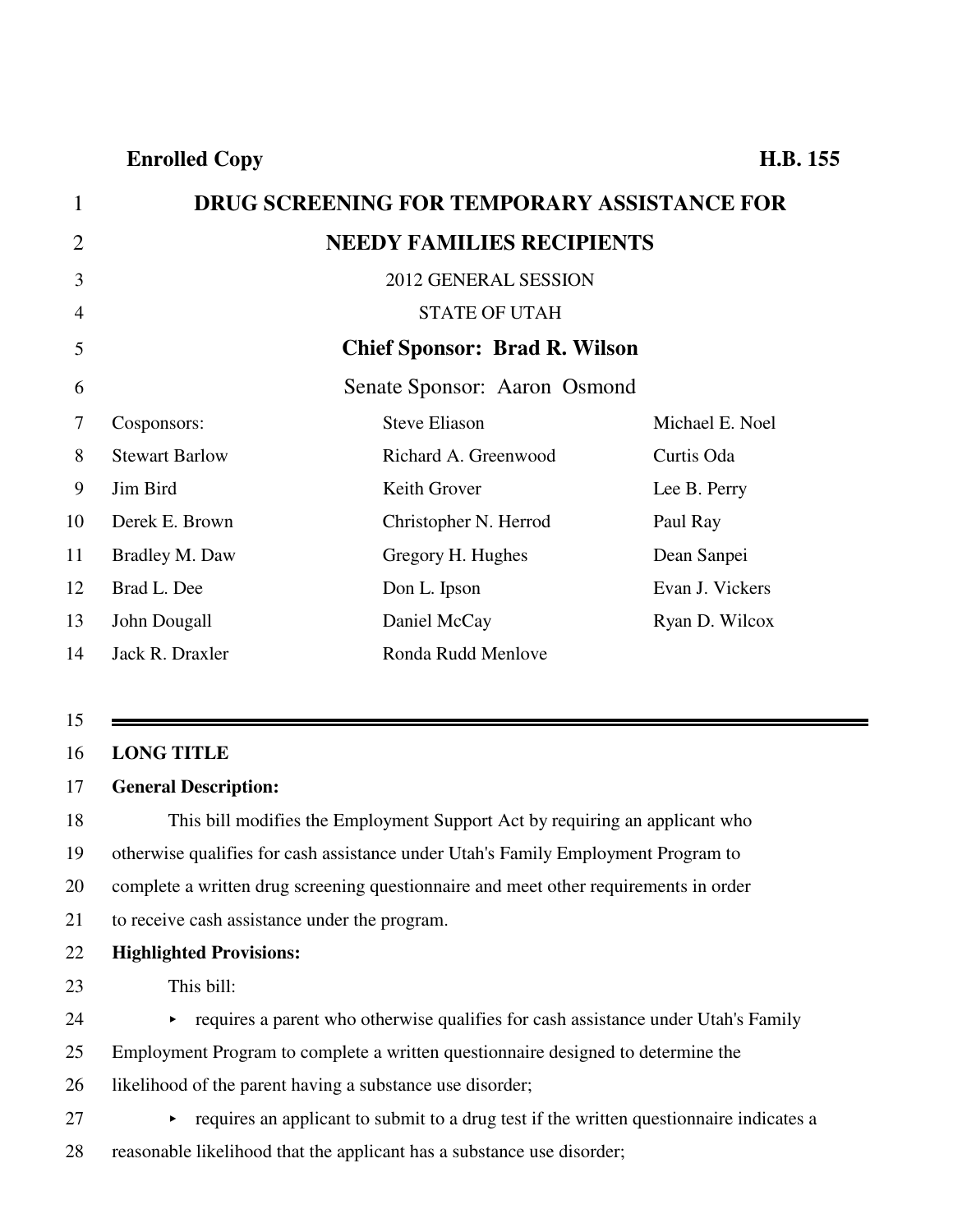**Enrolled Copy** **H.B. 155**

# DRUG SCREENING FOR TEMPORARY ASSISTANCE FOR NEEDY FAMILIES RECIPIENTS

2012 GENERAL SESSION

STATE OF UTAH

**Chief Sponsor: Brad R. Wilson**

Senate Sponsor: Aaron Osmond

| Cosponsors: | Steve Eliason | Michael E. Noel |
|---|---|---|
| Stewart Barlow | Richard A. Greenwood | Curtis Oda |
| Jim Bird | Keith Grover | Lee B. Perry |
| Derek E. Brown | Christopher N. Herrod | Paul Ray |
| Bradley M. Daw | Gregory H. Hughes | Dean Sanpei |
| Brad L. Dee | Don L. Ipson | Evan J. Vickers |
| John Dougall | Daniel McCay | Ryan D. Wilcox |
| Jack R. Draxler | Ronda Rudd Menlove | |

---

**LONG TITLE**

**General Description:**

This bill modifies the Employment Support Act by requiring an applicant who otherwise qualifies for cash assistance under Utah's Family Employment Program to complete a written drug screening questionnaire and meet other requirements in order to receive cash assistance under the program.

**Highlighted Provisions:**

This bill:

- requires a parent who otherwise qualifies for cash assistance under Utah's Family Employment Program to complete a written questionnaire designed to determine the likelihood of the parent having a substance use disorder;
- requires an applicant to submit to a drug test if the written questionnaire indicates a reasonable likelihood that the applicant has a substance use disorder;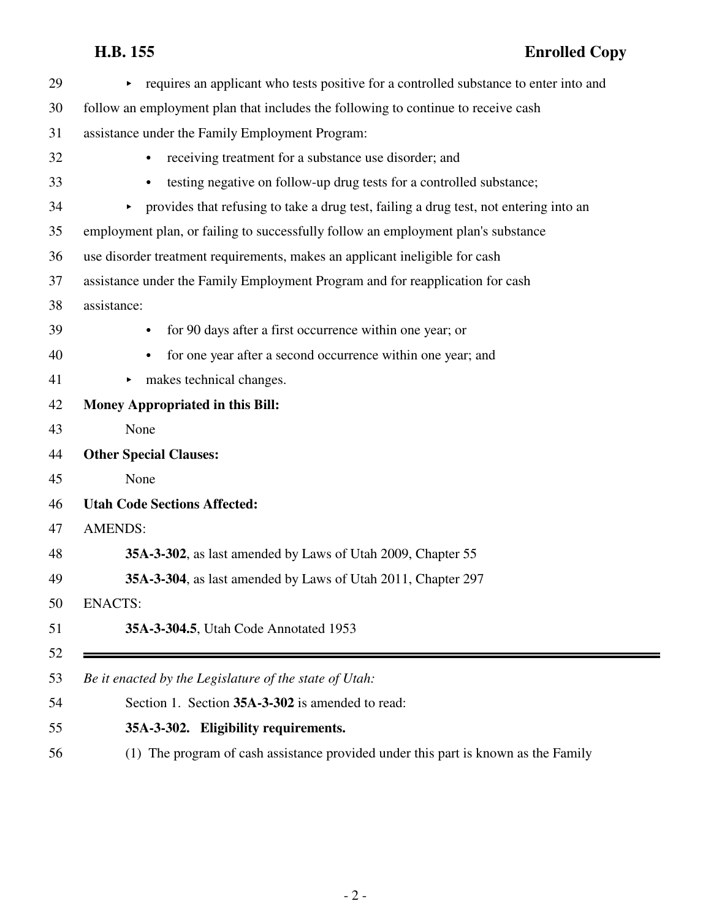- requires an applicant who tests positive for a controlled substance to enter into and follow an employment plan that includes the following to continue to receive cash assistance under the Family Employment Program:
  - receiving treatment for a substance use disorder; and
  - testing negative on follow-up drug tests for a controlled substance;
- provides that refusing to take a drug test, failing a drug test, not entering into an employment plan, or failing to successfully follow an employment plan's substance use disorder treatment requirements, makes an applicant ineligible for cash assistance under the Family Employment Program and for reapplication for cash assistance:
  - for 90 days after a first occurrence within one year; or
  - for one year after a second occurrence within one year; and
- makes technical changes.

**Money Appropriated in this Bill:**

None

**Other Special Clauses:**

None

**Utah Code Sections Affected:**

AMENDS:

**35A-3-302**, as last amended by Laws of Utah 2009, Chapter 55

**35A-3-304**, as last amended by Laws of Utah 2011, Chapter 297

ENACTS:

**35A-3-304.5**, Utah Code Annotated 1953

---

*Be it enacted by the Legislature of the state of Utah:*

Section 1. Section **35A-3-302** is amended to read:

**35A-3-302. Eligibility requirements.**

(1) The program of cash assistance provided under this part is known as the Family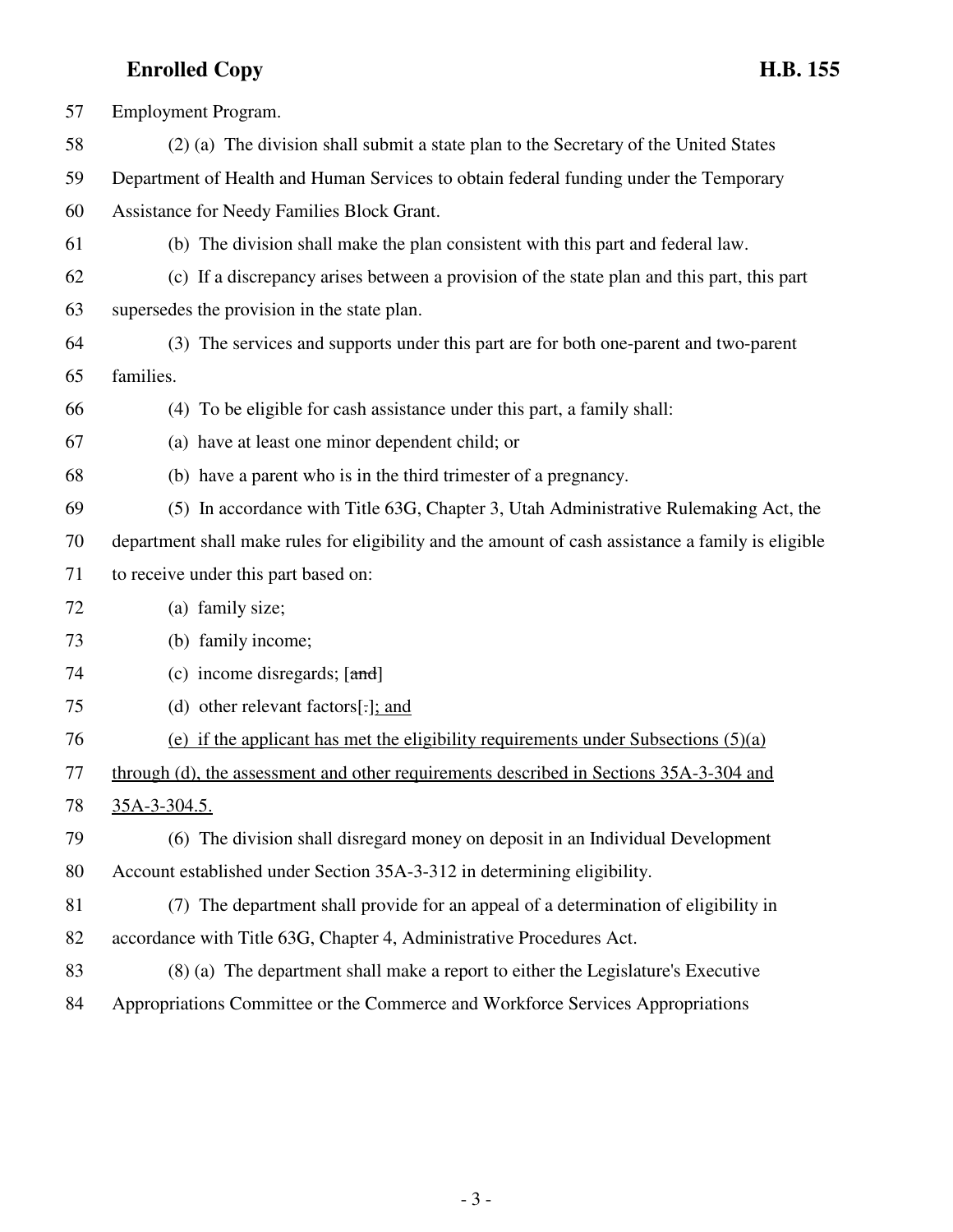57 Employment Program.

58 (2) (a) The division shall submit a state plan to the Secretary of the United States

59 Department of Health and Human Services to obtain federal funding under the Temporary

60 Assistance for Needy Families Block Grant.

61 (b) The division shall make the plan consistent with this part and federal law.

62 (c) If a discrepancy arises between a provision of the state plan and this part, this part

63 supersedes the provision in the state plan.

64 (3) The services and supports under this part are for both one-parent and two-parent

65 families.

66 (4) To be eligible for cash assistance under this part, a family shall:

67 (a) have at least one minor dependent child; or

68 (b) have a parent who is in the third trimester of a pregnancy.

69 (5) In accordance with Title 63G, Chapter 3, Utah Administrative Rulemaking Act, the

70 department shall make rules for eligibility and the amount of cash assistance a family is eligible

71 to receive under this part based on:

72 (a) family size;

73 (b) family income;

74 (c) income disregards; [~~and~~]

75 (d) other relevant factors[~~.~~]<u>; and</u>

76 <u>(e) if the applicant has met the eligibility requirements under Subsections (5)(a)</u>

77 <u>through (d), the assessment and other requirements described in Sections 35A-3-304 and</u>

78 <u>35A-3-304.5.</u>

79 (6) The division shall disregard money on deposit in an Individual Development

80 Account established under Section 35A-3-312 in determining eligibility.

81 (7) The department shall provide for an appeal of a determination of eligibility in

82 accordance with Title 63G, Chapter 4, Administrative Procedures Act.

83 (8) (a) The department shall make a report to either the Legislature's Executive

84 Appropriations Committee or the Commerce and Workforce Services Appropriations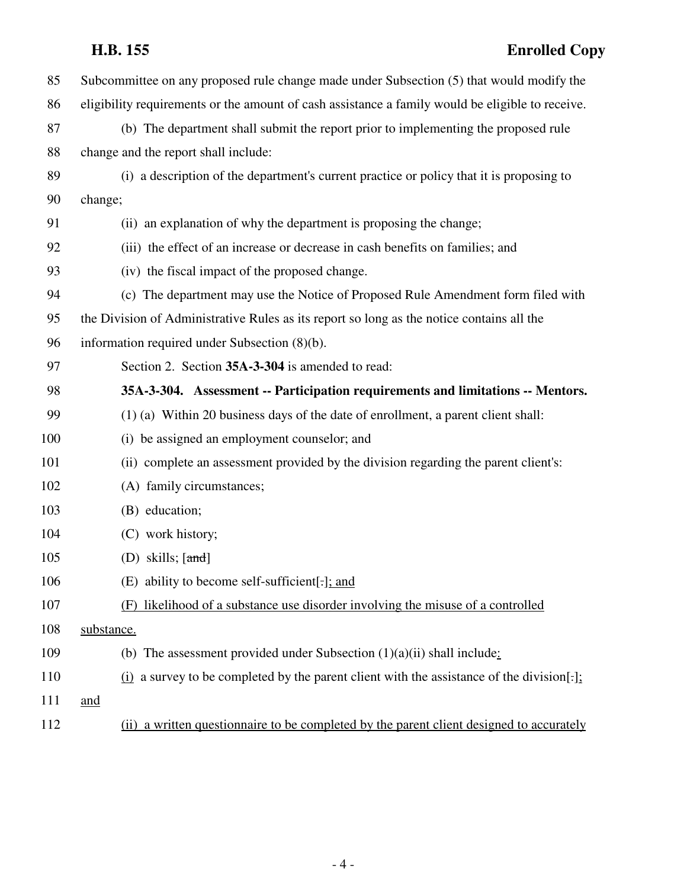85 Subcommittee on any proposed rule change made under Subsection (5) that would modify the
86 eligibility requirements or the amount of cash assistance a family would be eligible to receive.

87 (b) The department shall submit the report prior to implementing the proposed rule
88 change and the report shall include:

89 (i) a description of the department's current practice or policy that it is proposing to
90 change;

91 (ii) an explanation of why the department is proposing the change;

92 (iii) the effect of an increase or decrease in cash benefits on families; and

93 (iv) the fiscal impact of the proposed change.

94 (c) The department may use the Notice of Proposed Rule Amendment form filed with
95 the Division of Administrative Rules as its report so long as the notice contains all the
96 information required under Subsection (8)(b).

97 Section 2. Section **35A-3-304** is amended to read:

98 **35A-3-304. Assessment -- Participation requirements and limitations -- Mentors.**

99 (1) (a) Within 20 business days of the date of enrollment, a parent client shall:

100 (i) be assigned an employment counselor; and

101 (ii) complete an assessment provided by the division regarding the parent client's:

102 (A) family circumstances;

103 (B) education;

104 (C) work history;

105 (D) skills; [~~and~~]

106 (E) ability to become self-sufficient[~~.~~]<u>; and</u>

107 <u>(F) likelihood of a substance use disorder involving the misuse of a controlled</u>
108 <u>substance.</u>

109 (b) The assessment provided under Subsection (1)(a)(ii) shall include<u>:</u>

110 <u>(i)</u> a survey to be completed by the parent client with the assistance of the division[~~.~~]<u>;</u>
111 <u>and</u>

112 <u>(ii) a written questionnaire to be completed by the parent client designed to accurately</u>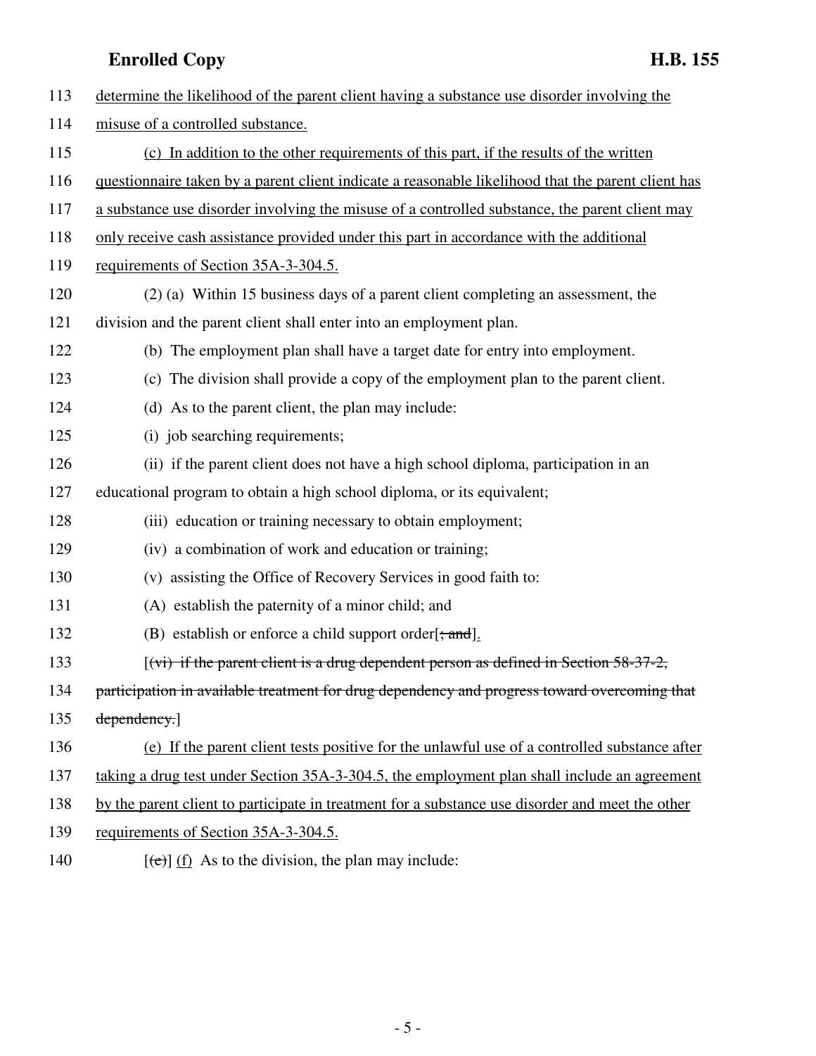113 determine the likelihood of the parent client having a substance use disorder involving the
114 misuse of a controlled substance.

115 (c) In addition to the other requirements of this part, if the results of the written
116 questionnaire taken by a parent client indicate a reasonable likelihood that the parent client has
117 a substance use disorder involving the misuse of a controlled substance, the parent client may
118 only receive cash assistance provided under this part in accordance with the additional
119 requirements of Section 35A-3-304.5.

120 (2) (a) Within 15 business days of a parent client completing an assessment, the
121 division and the parent client shall enter into an employment plan.

122 (b) The employment plan shall have a target date for entry into employment.

123 (c) The division shall provide a copy of the employment plan to the parent client.

124 (d) As to the parent client, the plan may include:

125 (i) job searching requirements;

126 (ii) if the parent client does not have a high school diploma, participation in an
127 educational program to obtain a high school diploma, or its equivalent;

128 (iii) education or training necessary to obtain employment;

129 (iv) a combination of work and education or training;

130 (v) assisting the Office of Recovery Services in good faith to:

131 (A) establish the paternity of a minor child; and

132 (B) establish or enforce a child support order[~~; and~~].

133 [~~(vi) if the parent client is a drug dependent person as defined in Section 58-37-2,~~
134 ~~participation in available treatment for drug dependency and progress toward overcoming that~~
135 ~~dependency.~~]

136 (e) If the parent client tests positive for the unlawful use of a controlled substance after
137 taking a drug test under Section 35A-3-304.5, the employment plan shall include an agreement
138 by the parent client to participate in treatment for a substance use disorder and meet the other
139 requirements of Section 35A-3-304.5.

140 [~~(e)~~] (f) As to the division, the plan may include: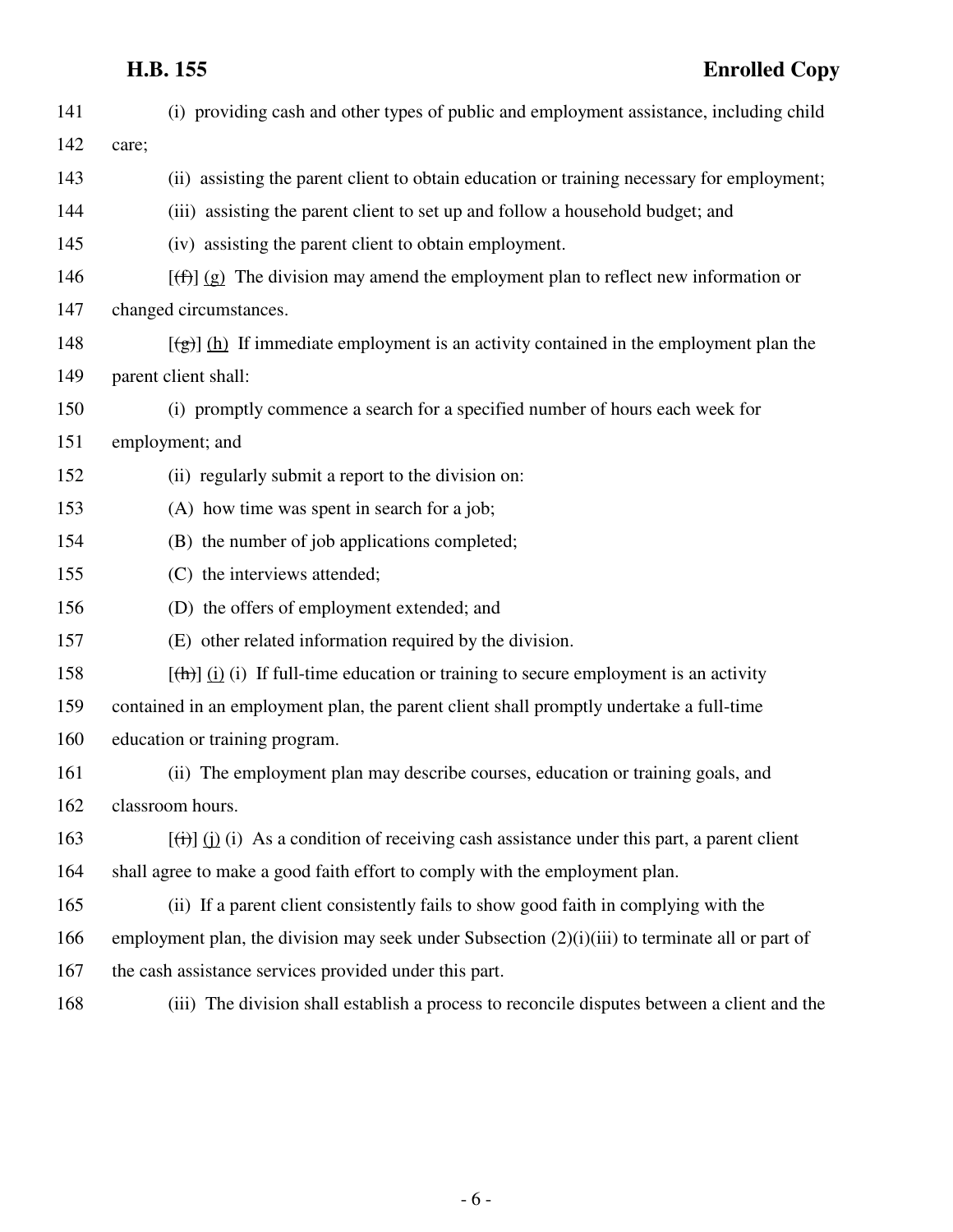(i) providing cash and other types of public and employment assistance, including child care;

(ii) assisting the parent client to obtain education or training necessary for employment;

(iii) assisting the parent client to set up and follow a household budget; and

(iv) assisting the parent client to obtain employment.

[~~(f)~~] (g) The division may amend the employment plan to reflect new information or changed circumstances.

[~~(g)~~] (h) If immediate employment is an activity contained in the employment plan the parent client shall:

(i) promptly commence a search for a specified number of hours each week for employment; and

(ii) regularly submit a report to the division on:

(A) how time was spent in search for a job;

(B) the number of job applications completed;

(C) the interviews attended;

(D) the offers of employment extended; and

(E) other related information required by the division.

[~~(h)~~] (i) (i) If full-time education or training to secure employment is an activity contained in an employment plan, the parent client shall promptly undertake a full-time education or training program.

(ii) The employment plan may describe courses, education or training goals, and classroom hours.

[~~(i)~~] (j) (i) As a condition of receiving cash assistance under this part, a parent client shall agree to make a good faith effort to comply with the employment plan.

(ii) If a parent client consistently fails to show good faith in complying with the employment plan, the division may seek under Subsection (2)(i)(iii) to terminate all or part of the cash assistance services provided under this part.

(iii) The division shall establish a process to reconcile disputes between a client and the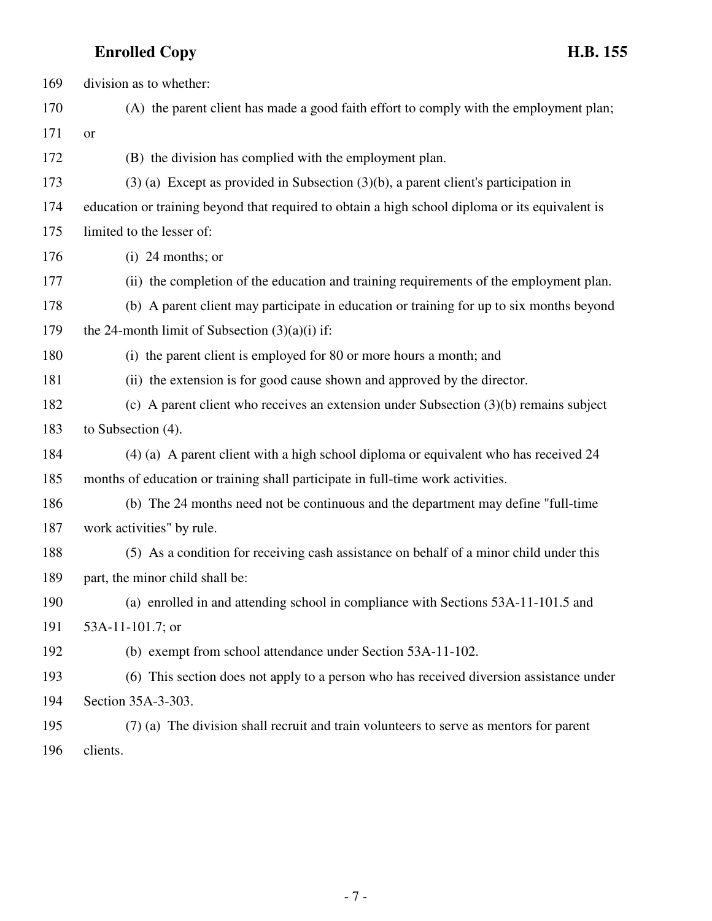division as to whether:

(A) the parent client has made a good faith effort to comply with the employment plan; or

(B) the division has complied with the employment plan.

(3) (a) Except as provided in Subsection (3)(b), a parent client's participation in education or training beyond that required to obtain a high school diploma or its equivalent is limited to the lesser of:

(i) 24 months; or

(ii) the completion of the education and training requirements of the employment plan.

(b) A parent client may participate in education or training for up to six months beyond the 24-month limit of Subsection (3)(a)(i) if:

(i) the parent client is employed for 80 or more hours a month; and

(ii) the extension is for good cause shown and approved by the director.

(c) A parent client who receives an extension under Subsection (3)(b) remains subject to Subsection (4).

(4) (a) A parent client with a high school diploma or equivalent who has received 24 months of education or training shall participate in full-time work activities.

(b) The 24 months need not be continuous and the department may define "full-time work activities" by rule.

(5) As a condition for receiving cash assistance on behalf of a minor child under this part, the minor child shall be:

(a) enrolled in and attending school in compliance with Sections 53A-11-101.5 and 53A-11-101.7; or

(b) exempt from school attendance under Section 53A-11-102.

(6) This section does not apply to a person who has received diversion assistance under Section 35A-3-303.

(7) (a) The division shall recruit and train volunteers to serve as mentors for parent clients.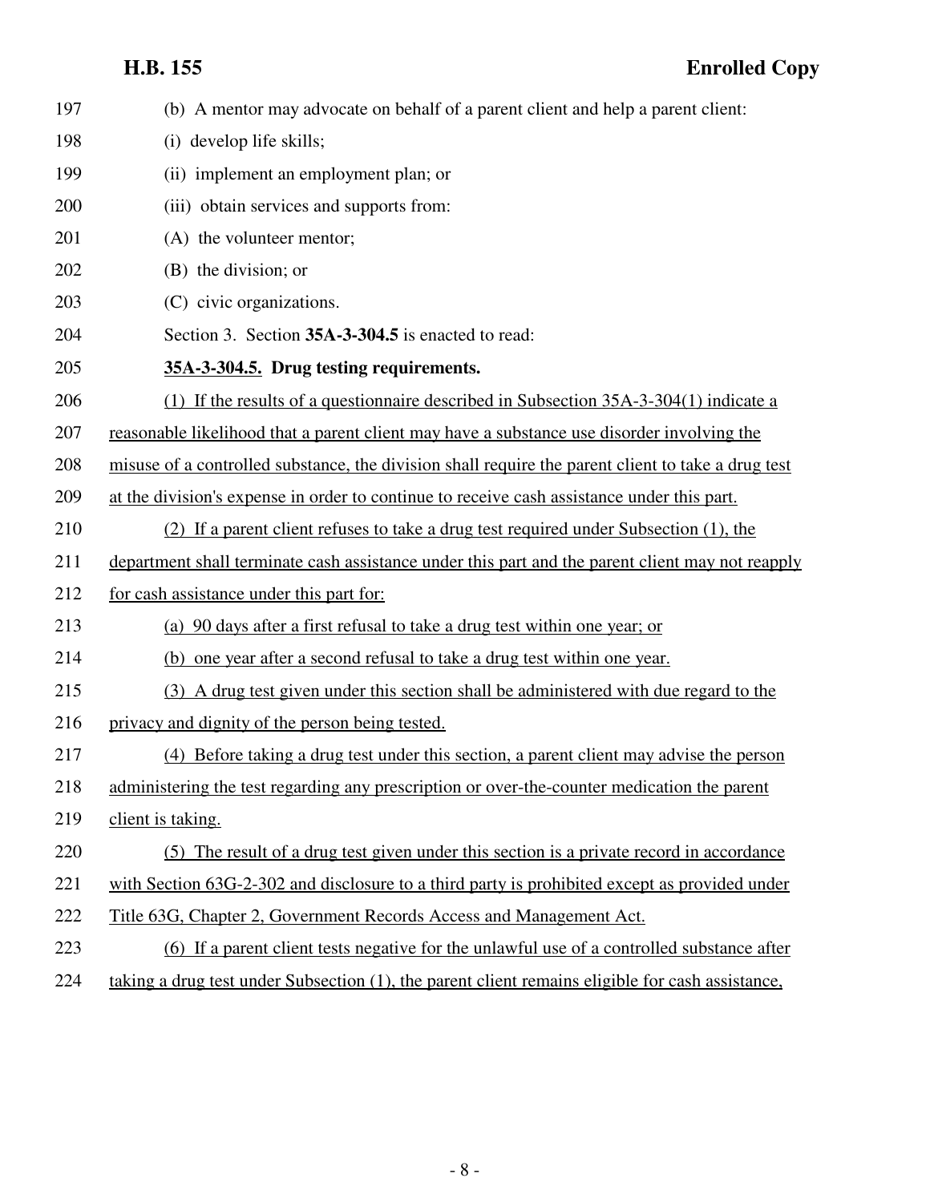(b) A mentor may advocate on behalf of a parent client and help a parent client:

(i) develop life skills;

(ii) implement an employment plan; or

(iii) obtain services and supports from:

(A) the volunteer mentor;

(B) the division; or

(C) civic organizations.

Section 3. Section **35A-3-304.5** is enacted to read:

**35A-3-304.5. Drug testing requirements.**

(1) If the results of a questionnaire described in Subsection 35A-3-304(1) indicate a reasonable likelihood that a parent client may have a substance use disorder involving the misuse of a controlled substance, the division shall require the parent client to take a drug test at the division's expense in order to continue to receive cash assistance under this part.

(2) If a parent client refuses to take a drug test required under Subsection (1), the department shall terminate cash assistance under this part and the parent client may not reapply for cash assistance under this part for:

(a) 90 days after a first refusal to take a drug test within one year; or

(b) one year after a second refusal to take a drug test within one year.

(3) A drug test given under this section shall be administered with due regard to the privacy and dignity of the person being tested.

(4) Before taking a drug test under this section, a parent client may advise the person administering the test regarding any prescription or over-the-counter medication the parent client is taking.

(5) The result of a drug test given under this section is a private record in accordance with Section 63G-2-302 and disclosure to a third party is prohibited except as provided under Title 63G, Chapter 2, Government Records Access and Management Act.

(6) If a parent client tests negative for the unlawful use of a controlled substance after taking a drug test under Subsection (1), the parent client remains eligible for cash assistance,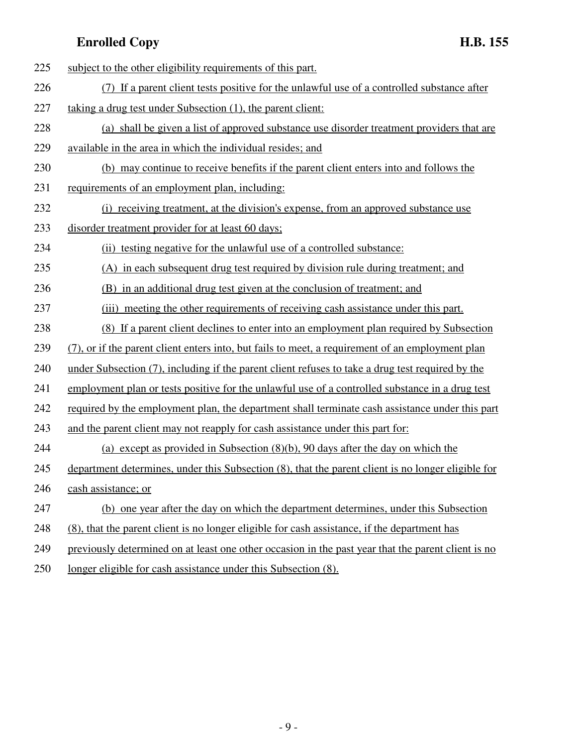subject to the other eligibility requirements of this part.

(7) If a parent client tests positive for the unlawful use of a controlled substance after taking a drug test under Subsection (1), the parent client:

(a) shall be given a list of approved substance use disorder treatment providers that are available in the area in which the individual resides; and

(b) may continue to receive benefits if the parent client enters into and follows the requirements of an employment plan, including:

(i) receiving treatment, at the division's expense, from an approved substance use disorder treatment provider for at least 60 days;

(ii) testing negative for the unlawful use of a controlled substance:

(A) in each subsequent drug test required by division rule during treatment; and

(B) in an additional drug test given at the conclusion of treatment; and

(iii) meeting the other requirements of receiving cash assistance under this part.

(8) If a parent client declines to enter into an employment plan required by Subsection (7), or if the parent client enters into, but fails to meet, a requirement of an employment plan under Subsection (7), including if the parent client refuses to take a drug test required by the employment plan or tests positive for the unlawful use of a controlled substance in a drug test required by the employment plan, the department shall terminate cash assistance under this part and the parent client may not reapply for cash assistance under this part for:

(a) except as provided in Subsection (8)(b), 90 days after the day on which the department determines, under this Subsection (8), that the parent client is no longer eligible for cash assistance; or

(b) one year after the day on which the department determines, under this Subsection (8), that the parent client is no longer eligible for cash assistance, if the department has previously determined on at least one other occasion in the past year that the parent client is no longer eligible for cash assistance under this Subsection (8).